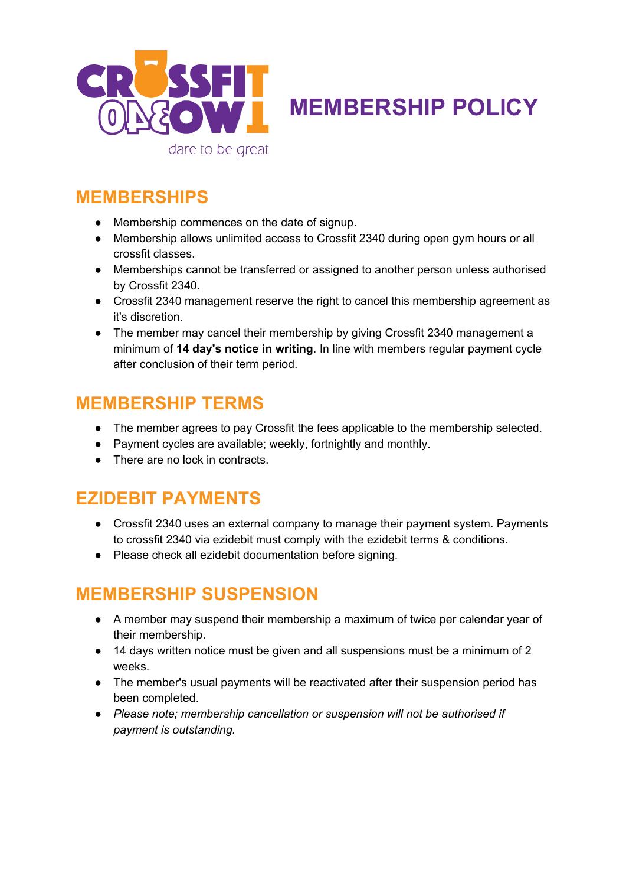# MEMBERSHIP POLICY

## MEMBERSHIPS

- Membership commences on the date of signup.
- Membership allows unlimited access to Crossfit 2340 during open gym hours or all crossfit classes.
- Memberships cannot be transferred or assigned to another person unless authorised by Crossfit 2340.
- Crossfit 2340 management reserve the right to cancel this membership agreement as it's discretion.
- The member may cancel their membership by giving Crossfit 2340 management a minimum of **14 day's notice in writing**. In line with members regular payment cycle after conclusion of their term period.

## MEMBERSHIP TERMS

- The member agrees to pay Crossfit the fees applicable to the membership selected.
- Payment cycles are available; weekly, fortnightly and monthly.
- There are no lock in contracts.

## EZIDEBIT PAYMENTS

- Crossfit 2340 uses an external company to manage their payment system. Payments to crossfit 2340 via ezidebit must comply with the ezidebit terms & conditions.
- Please check all ezidebit documentation before signing.

## MEMBERSHIP SUSPENSION

- A member may suspend their membership a maximum of twice per calendar year of their membership.
- 14 days written notice must be given and all suspensions must be a minimum of 2 weeks.
- The member's usual payments will be reactivated after their suspension period has been completed.
- *Please note; membership cancellation or suspension will not be authorised if payment is outstanding.*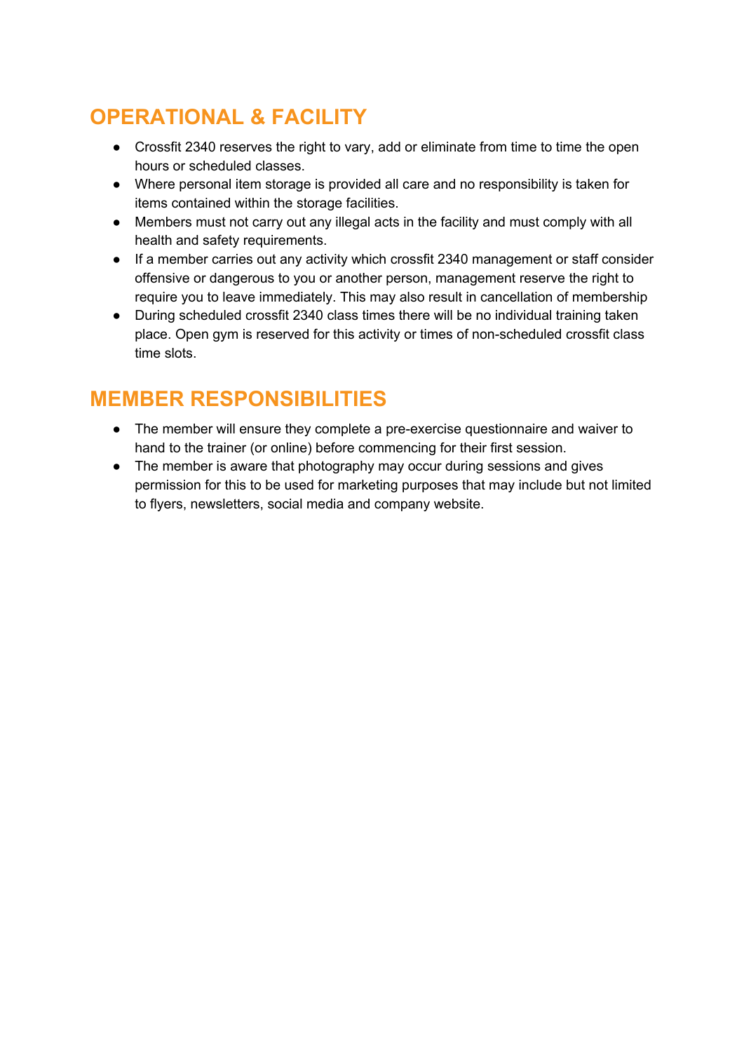## OPERATIONAL & FACILITY

- Crossfit 2340 reserves the right to vary, add or eliminate from time to time the open hours or scheduled classes.
- Where personal item storage is provided all care and no responsibility is taken for items contained within the storage facilities.
- Members must not carry out any illegal acts in the facility and must comply with all health and safety requirements.
- If a member carries out any activity which crossfit 2340 management or staff consider offensive or dangerous to you or another person, management reserve the right to require you to leave immediately. This may also result in cancellation of membership
- During scheduled crossfit 2340 class times there will be no individual training taken place. Open gym is reserved for this activity or times of non-scheduled crossfit class time slots.

## MEMBER RESPONSIBILITIES

- The member will ensure they complete a pre-exercise questionnaire and waiver to hand to the trainer (or online) before commencing for their first session.
- The member is aware that photography may occur during sessions and gives permission for this to be used for marketing purposes that may include but not limited to flyers, newsletters, social media and company website.